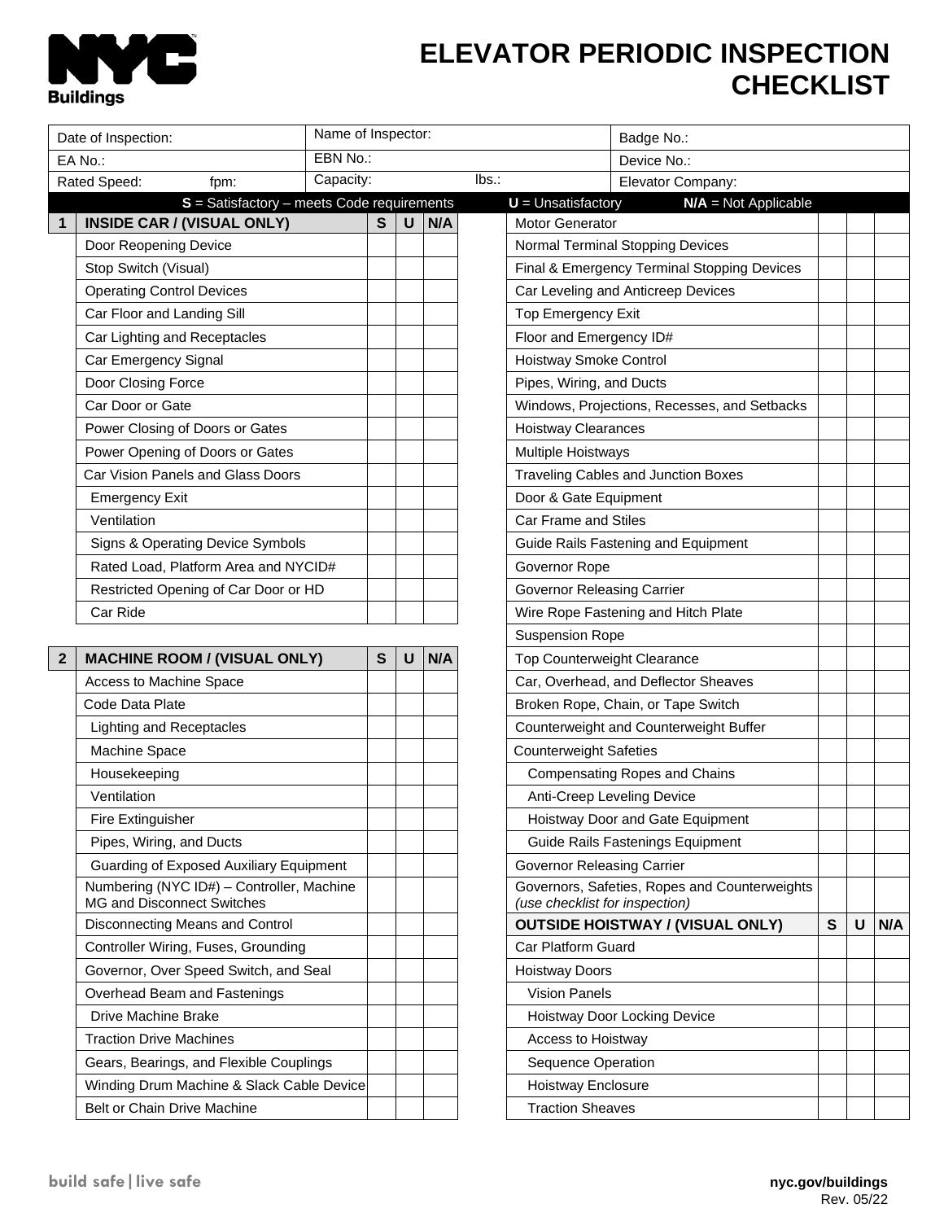# ELEVATOR PERIODIC INSPECTION CHECKLIST

NYC Buildings

| Date of Inspection: | Name of Inspector: | Badge No.: |
|---|---|---|
| EA No.: | EBN No.: | Device No.: |
| Rated Speed: fpm: | Capacity: lbs.: | Elevator Company: |

**S** = Satisfactory – meets Code requirements **U** = Unsatisfactory **N/A** = Not Applicable

| 1 | INSIDE CAR / (VISUAL ONLY) | S | U | N/A |
|---|---|---|---|---|
| | Door Reopening Device | | | |
| | Stop Switch (Visual) | | | |
| | Operating Control Devices | | | |
| | Car Floor and Landing Sill | | | |
| | Car Lighting and Receptacles | | | |
| | Car Emergency Signal | | | |
| | Door Closing Force | | | |
| | Car Door or Gate | | | |
| | Power Closing of Doors or Gates | | | |
| | Power Opening of Doors or Gates | | | |
| | Car Vision Panels and Glass Doors | | | |
| | Emergency Exit | | | |
| | Ventilation | | | |
| | Signs & Operating Device Symbols | | | |
| | Rated Load, Platform Area and NYCID# | | | |
| | Restricted Opening of Car Door or HD | | | |
| | Car Ride | | | |

| 2 | MACHINE ROOM / (VISUAL ONLY) | S | U | N/A |
|---|---|---|---|---|
| | Access to Machine Space | | | |
| | Code Data Plate | | | |
| | Lighting and Receptacles | | | |
| | Machine Space | | | |
| | Housekeeping | | | |
| | Ventilation | | | |
| | Fire Extinguisher | | | |
| | Pipes, Wiring, and Ducts | | | |
| | Guarding of Exposed Auxiliary Equipment | | | |
| | Numbering (NYC ID#) – Controller, Machine MG and Disconnect Switches | | | |
| | Disconnecting Means and Control | | | |
| | Controller Wiring, Fuses, Grounding | | | |
| | Governor, Over Speed Switch, and Seal | | | |
| | Overhead Beam and Fastenings | | | |
| | Drive Machine Brake | | | |
| | Traction Drive Machines | | | |
| | Gears, Bearings, and Flexible Couplings | | | |
| | Winding Drum Machine & Slack Cable Device | | | |
| | Belt or Chain Drive Machine | | | |

| Item | S | U | N/A |
|---|---|---|---|
| Motor Generator | | | |
| Normal Terminal Stopping Devices | | | |
| Final & Emergency Terminal Stopping Devices | | | |
| Car Leveling and Anticreep Devices | | | |
| Top Emergency Exit | | | |
| Floor and Emergency ID# | | | |
| Hoistway Smoke Control | | | |
| Pipes, Wiring, and Ducts | | | |
| Windows, Projections, Recesses, and Setbacks | | | |
| Hoistway Clearances | | | |
| Multiple Hoistways | | | |
| Traveling Cables and Junction Boxes | | | |
| Door & Gate Equipment | | | |
| Car Frame and Stiles | | | |
| Guide Rails Fastening and Equipment | | | |
| Governor Rope | | | |
| Governor Releasing Carrier | | | |
| Wire Rope Fastening and Hitch Plate | | | |
| Suspension Rope | | | |
| Top Counterweight Clearance | | | |
| Car, Overhead, and Deflector Sheaves | | | |
| Broken Rope, Chain, or Tape Switch | | | |
| Counterweight and Counterweight Buffer | | | |
| Counterweight Safeties | | | |
| Compensating Ropes and Chains | | | |
| Anti-Creep Leveling Device | | | |
| Hoistway Door and Gate Equipment | | | |
| Guide Rails Fastenings Equipment | | | |
| Governor Releasing Carrier | | | |
| Governors, Safeties, Ropes and Counterweights *(use checklist for inspection)* | | | |

| OUTSIDE HOISTWAY / (VISUAL ONLY) | S | U | N/A |
|---|---|---|---|
| Car Platform Guard | | | |
| Hoistway Doors | | | |
| Vision Panels | | | |
| Hoistway Door Locking Device | | | |
| Access to Hoistway | | | |
| Sequence Operation | | | |
| Hoistway Enclosure | | | |
| Traction Sheaves | | | |

build safe | live safe

nyc.gov/buildings

Rev. 05/22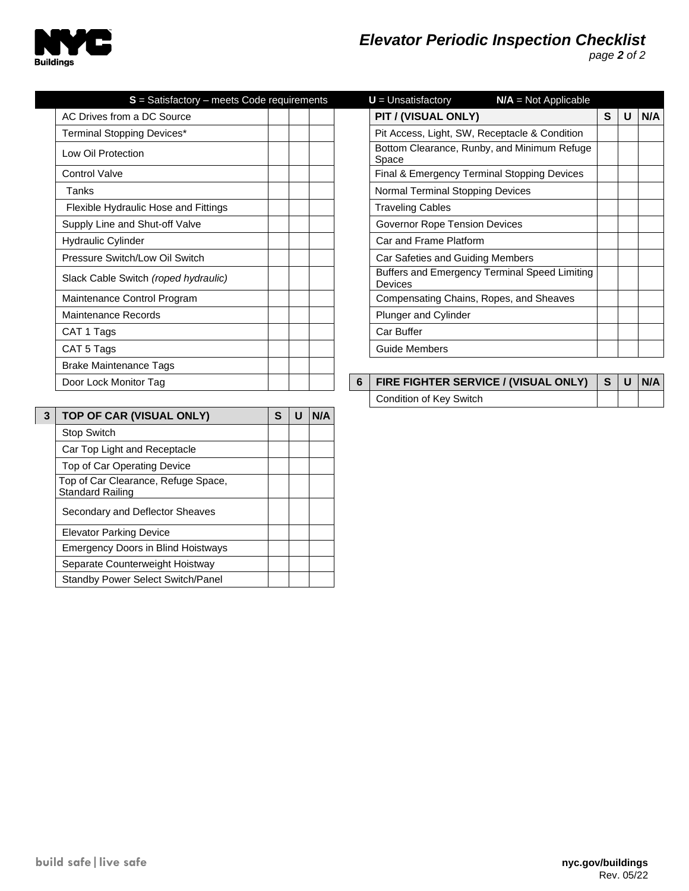# Elevator Periodic Inspection Checklist

**S** = Satisfactory – meets Code requirements **U** = Unsatisfactory **N/A** = Not Applicable

| | S | U | N/A |
|---|---|---|---|
| AC Drives from a DC Source | | | |
| Terminal Stopping Devices* | | | |
| Low Oil Protection | | | |
| Control Valve | | | |
| Tanks | | | |
| Flexible Hydraulic Hose and Fittings | | | |
| Supply Line and Shut-off Valve | | | |
| Hydraulic Cylinder | | | |
| Pressure Switch/Low Oil Switch | | | |
| Slack Cable Switch *(roped hydraulic)* | | | |
| Maintenance Control Program | | | |
| Maintenance Records | | | |
| CAT 1 Tags | | | |
| CAT 5 Tags | | | |
| Brake Maintenance Tags | | | |
| Door Lock Monitor Tag | | | |

| 3 | TOP OF CAR (VISUAL ONLY) | S | U | N/A |
|---|---|---|---|---|
| | Stop Switch | | | |
| | Car Top Light and Receptacle | | | |
| | Top of Car Operating Device | | | |
| | Top of Car Clearance, Refuge Space, Standard Railing | | | |
| | Secondary and Deflector Sheaves | | | |
| | Elevator Parking Device | | | |
| | Emergency Doors in Blind Hoistways | | | |
| | Separate Counterweight Hoistway | | | |
| | Standby Power Select Switch/Panel | | | |

| PIT / (VISUAL ONLY) | S | U | N/A |
|---|---|---|---|
| Pit Access, Light, SW, Receptacle & Condition | | | |
| Bottom Clearance, Runby, and Minimum Refuge Space | | | |
| Final & Emergency Terminal Stopping Devices | | | |
| Normal Terminal Stopping Devices | | | |
| Traveling Cables | | | |
| Governor Rope Tension Devices | | | |
| Car and Frame Platform | | | |
| Car Safeties and Guiding Members | | | |
| Buffers and Emergency Terminal Speed Limiting Devices | | | |
| Compensating Chains, Ropes, and Sheaves | | | |
| Plunger and Cylinder | | | |
| Car Buffer | | | |
| Guide Members | | | |

| 6 | FIRE FIGHTER SERVICE / (VISUAL ONLY) | S | U | N/A |
|---|---|---|---|---|
| | Condition of Key Switch | | | |

build safe | live safe

nyc.gov/buildings

Rev. 05/22